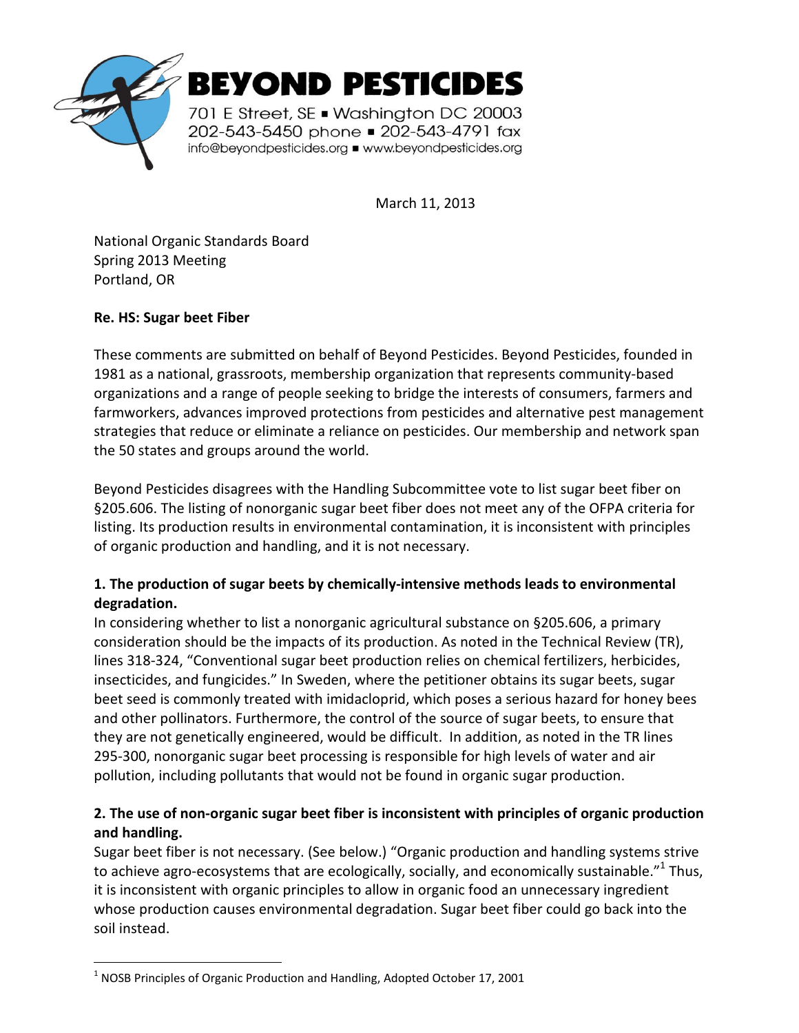# BEYOND PESTICIDES

701 E Street, SE ▪ Washington DC 20003
202-543-5450 phone ▪ 202-543-4791 fax
info@beyondpesticides.org ▪ www.beyondpesticides.org

March 11, 2013

National Organic Standards Board
Spring 2013 Meeting
Portland, OR

**Re. HS: Sugar beet Fiber**

These comments are submitted on behalf of Beyond Pesticides. Beyond Pesticides, founded in 1981 as a national, grassroots, membership organization that represents community-based organizations and a range of people seeking to bridge the interests of consumers, farmers and farmworkers, advances improved protections from pesticides and alternative pest management strategies that reduce or eliminate a reliance on pesticides. Our membership and network span the 50 states and groups around the world.

Beyond Pesticides disagrees with the Handling Subcommittee vote to list sugar beet fiber on §205.606. The listing of nonorganic sugar beet fiber does not meet any of the OFPA criteria for listing. Its production results in environmental contamination, it is inconsistent with principles of organic production and handling, and it is not necessary.

**1. The production of sugar beets by chemically-intensive methods leads to environmental degradation.**

In considering whether to list a nonorganic agricultural substance on §205.606, a primary consideration should be the impacts of its production. As noted in the Technical Review (TR), lines 318-324, "Conventional sugar beet production relies on chemical fertilizers, herbicides, insecticides, and fungicides." In Sweden, where the petitioner obtains its sugar beets, sugar beet seed is commonly treated with imidacloprid, which poses a serious hazard for honey bees and other pollinators. Furthermore, the control of the source of sugar beets, to ensure that they are not genetically engineered, would be difficult. In addition, as noted in the TR lines 295-300, nonorganic sugar beet processing is responsible for high levels of water and air pollution, including pollutants that would not be found in organic sugar production.

**2. The use of non-organic sugar beet fiber is inconsistent with principles of organic production and handling.**

Sugar beet fiber is not necessary. (See below.) "Organic production and handling systems strive to achieve agro-ecosystems that are ecologically, socially, and economically sustainable."[1] Thus, it is inconsistent with organic principles to allow in organic food an unnecessary ingredient whose production causes environmental degradation. Sugar beet fiber could go back into the soil instead.

---

[1] NOSB Principles of Organic Production and Handling, Adopted October 17, 2001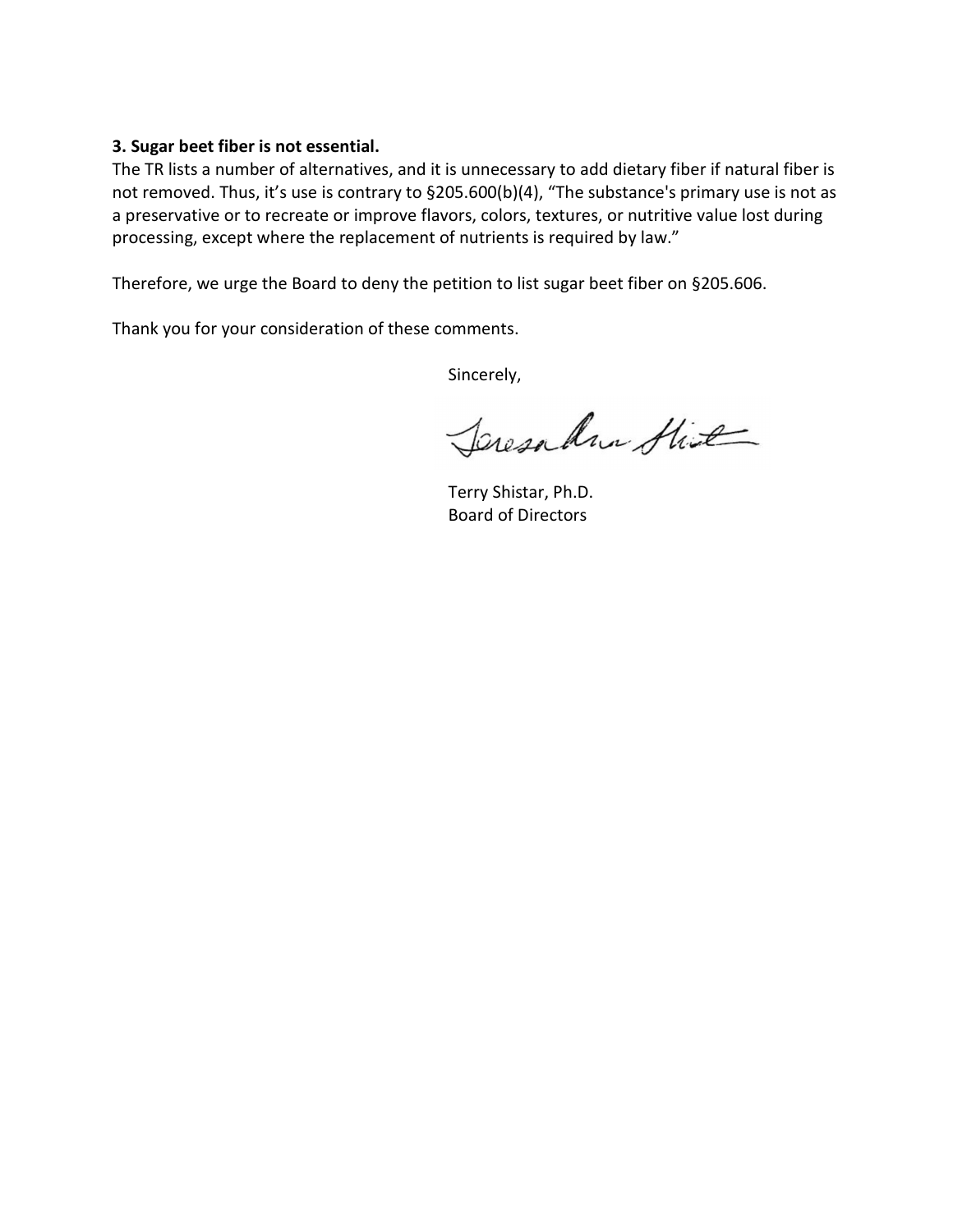**3. Sugar beet fiber is not essential.**

The TR lists a number of alternatives, and it is unnecessary to add dietary fiber if natural fiber is not removed. Thus, it's use is contrary to §205.600(b)(4), "The substance's primary use is not as a preservative or to recreate or improve flavors, colors, textures, or nutritive value lost during processing, except where the replacement of nutrients is required by law."

Therefore, we urge the Board to deny the petition to list sugar beet fiber on §205.606.

Thank you for your consideration of these comments.

Sincerely,

Terry Shistar, Ph.D.
Board of Directors